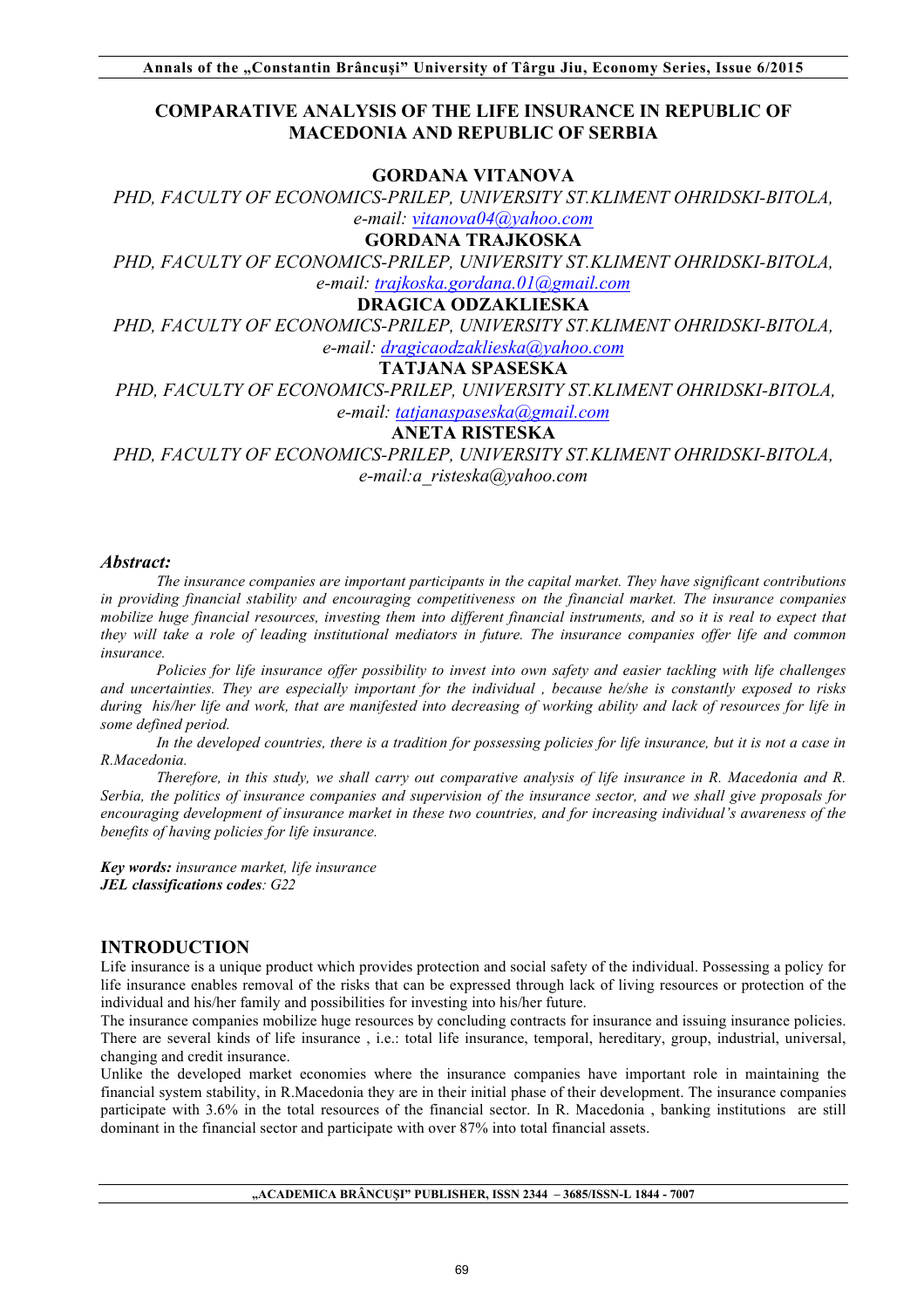# COMPARATIVE ANALYSIS OF THE LIFE INSURANCE IN REPUBLIC OF MACEDONIA AND REPUBLIC OF SERBIA

**GORDANA VITANOVA**

*PHD, FACULTY OF ECONOMICS-PRILEP, UNIVERSITY ST.KLIMENT OHRIDSKI-BITOLA,*
*e-mail: vitanova04@yahoo.com*

**GORDANA TRAJKOSKA**

*PHD, FACULTY OF ECONOMICS-PRILEP, UNIVERSITY ST.KLIMENT OHRIDSKI-BITOLA,*
*e-mail: trajkoska.gordana.01@gmail.com*

**DRAGICA ODZAKLIESKA**

*PHD, FACULTY OF ECONOMICS-PRILEP, UNIVERSITY ST.KLIMENT OHRIDSKI-BITOLA,*
*e-mail: dragicaodzaklieska@yahoo.com*

**TATJANA SPASESKA**

*PHD, FACULTY OF ECONOMICS-PRILEP, UNIVERSITY ST.KLIMENT OHRIDSKI-BITOLA,*
*e-mail: tatjanaspaseska@gmail.com*

**ANETA RISTESKA**

*PHD, FACULTY OF ECONOMICS-PRILEP, UNIVERSITY ST.KLIMENT OHRIDSKI-BITOLA,*
*e-mail:a_risteska@yahoo.com*

### *Abstract:*

*The insurance companies are important participants in the capital market. They have significant contributions in providing financial stability and encouraging competitiveness on the financial market. The insurance companies mobilize huge financial resources, investing them into different financial instruments, and so it is real to expect that they will take a role of leading institutional mediators in future. The insurance companies offer life and common insurance.*

*Policies for life insurance offer possibility to invest into own safety and easier tackling with life challenges and uncertainties. They are especially important for the individual , because he/she is constantly exposed to risks during his/her life and work, that are manifested into decreasing of working ability and lack of resources for life in some defined period.*

*In the developed countries, there is a tradition for possessing policies for life insurance, but it is not a case in R.Macedonia.*

*Therefore, in this study, we shall carry out comparative analysis of life insurance in R. Macedonia and R. Serbia, the politics of insurance companies and supervision of the insurance sector, and we shall give proposals for encouraging development of insurance market in these two countries, and for increasing individual's awareness of the benefits of having policies for life insurance.*

***Key words:*** *insurance market, life insurance*
***JEL classifications codes****: G22*

## INTRODUCTION

Life insurance is a unique product which provides protection and social safety of the individual. Possessing a policy for life insurance enables removal of the risks that can be expressed through lack of living resources or protection of the individual and his/her family and possibilities for investing into his/her future.

The insurance companies mobilize huge resources by concluding contracts for insurance and issuing insurance policies. There are several kinds of life insurance , i.e.: total life insurance, temporal, hereditary, group, industrial, universal, changing and credit insurance.

Unlike the developed market economies where the insurance companies have important role in maintaining the financial system stability, in R.Macedonia they are in their initial phase of their development. The insurance companies participate with 3.6% in the total resources of the financial sector. In R. Macedonia , banking institutions are still dominant in the financial sector and participate with over 87% into total financial assets.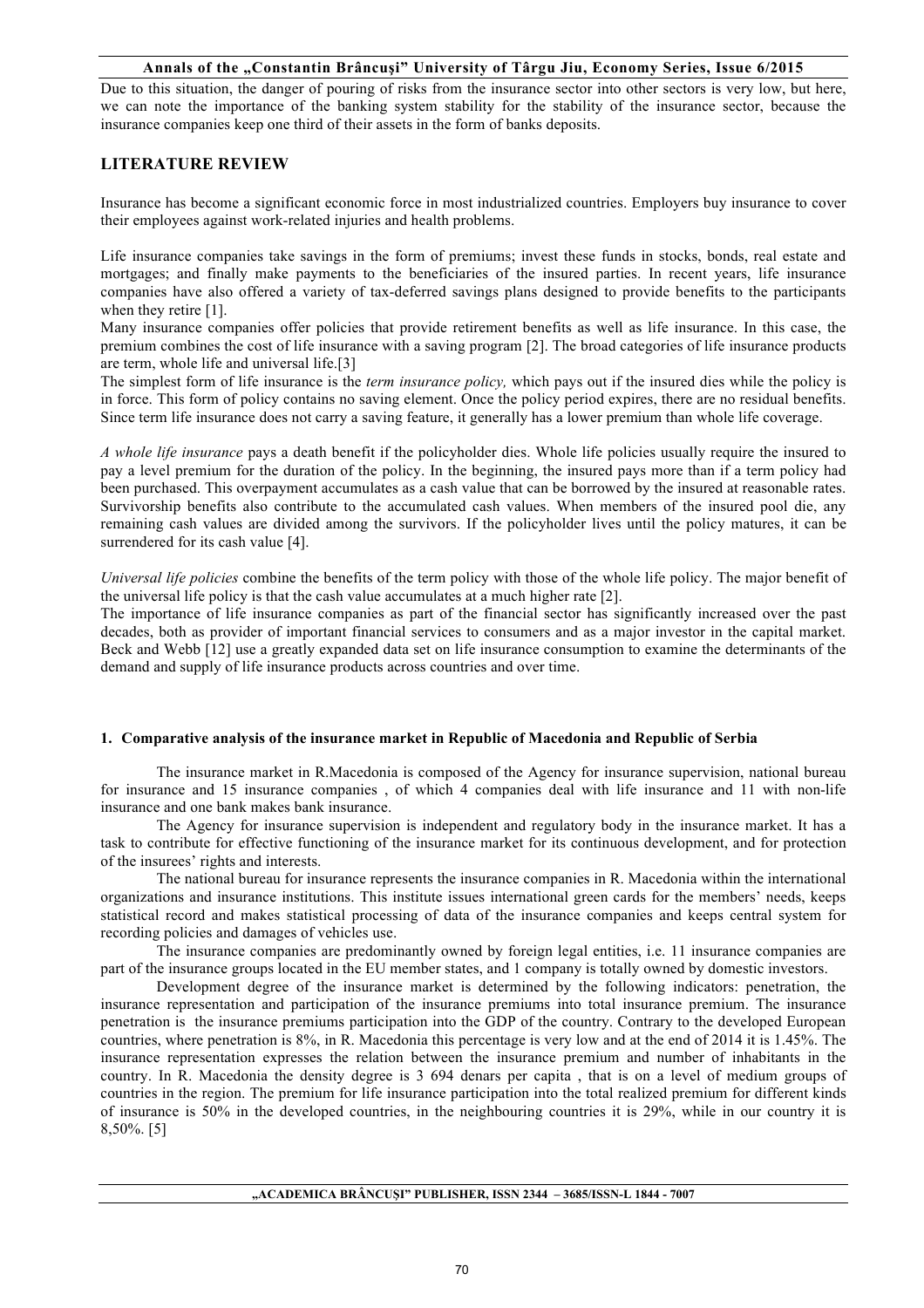Due to this situation, the danger of pouring of risks from the insurance sector into other sectors is very low, but here, we can note the importance of the banking system stability for the stability of the insurance sector, because the insurance companies keep one third of their assets in the form of banks deposits.

## LITERATURE REVIEW

Insurance has become a significant economic force in most industrialized countries. Employers buy insurance to cover their employees against work-related injuries and health problems.

Life insurance companies take savings in the form of premiums; invest these funds in stocks, bonds, real estate and mortgages; and finally make payments to the beneficiaries of the insured parties. In recent years, life insurance companies have also offered a variety of tax-deferred savings plans designed to provide benefits to the participants when they retire [1].
Many insurance companies offer policies that provide retirement benefits as well as life insurance. In this case, the premium combines the cost of life insurance with a saving program [2]. The broad categories of life insurance products are term, whole life and universal life.[3]
The simplest form of life insurance is the *term insurance policy,* which pays out if the insured dies while the policy is in force. This form of policy contains no saving element. Once the policy period expires, there are no residual benefits. Since term life insurance does not carry a saving feature, it generally has a lower premium than whole life coverage.

*A whole life insurance* pays a death benefit if the policyholder dies. Whole life policies usually require the insured to pay a level premium for the duration of the policy. In the beginning, the insured pays more than if a term policy had been purchased. This overpayment accumulates as a cash value that can be borrowed by the insured at reasonable rates. Survivorship benefits also contribute to the accumulated cash values. When members of the insured pool die, any remaining cash values are divided among the survivors. If the policyholder lives until the policy matures, it can be surrendered for its cash value [4].

*Universal life policies* combine the benefits of the term policy with those of the whole life policy. The major benefit of the universal life policy is that the cash value accumulates at a much higher rate [2].
The importance of life insurance companies as part of the financial sector has significantly increased over the past decades, both as provider of important financial services to consumers and as a major investor in the capital market. Beck and Webb [12] use a greatly expanded data set on life insurance consumption to examine the determinants of the demand and supply of life insurance products across countries and over time.

### 1. Comparative analysis of the insurance market in Republic of Macedonia and Republic of Serbia

The insurance market in R.Macedonia is composed of the Agency for insurance supervision, national bureau for insurance and 15 insurance companies , of which 4 companies deal with life insurance and 11 with non-life insurance and one bank makes bank insurance.

The Agency for insurance supervision is independent and regulatory body in the insurance market. It has a task to contribute for effective functioning of the insurance market for its continuous development, and for protection of the insurees' rights and interests.

The national bureau for insurance represents the insurance companies in R. Macedonia within the international organizations and insurance institutions. This institute issues international green cards for the members' needs, keeps statistical record and makes statistical processing of data of the insurance companies and keeps central system for recording policies and damages of vehicles use.

The insurance companies are predominantly owned by foreign legal entities, i.e. 11 insurance companies are part of the insurance groups located in the EU member states, and 1 company is totally owned by domestic investors.

Development degree of the insurance market is determined by the following indicators: penetration, the insurance representation and participation of the insurance premiums into total insurance premium. The insurance penetration is the insurance premiums participation into the GDP of the country. Contrary to the developed European countries, where penetration is 8%, in R. Macedonia this percentage is very low and at the end of 2014 it is 1.45%. The insurance representation expresses the relation between the insurance premium and number of inhabitants in the country. In R. Macedonia the density degree is 3 694 denars per capita , that is on a level of medium groups of countries in the region. The premium for life insurance participation into the total realized premium for different kinds of insurance is 50% in the developed countries, in the neighbouring countries it is 29%, while in our country it is 8,50%. [5]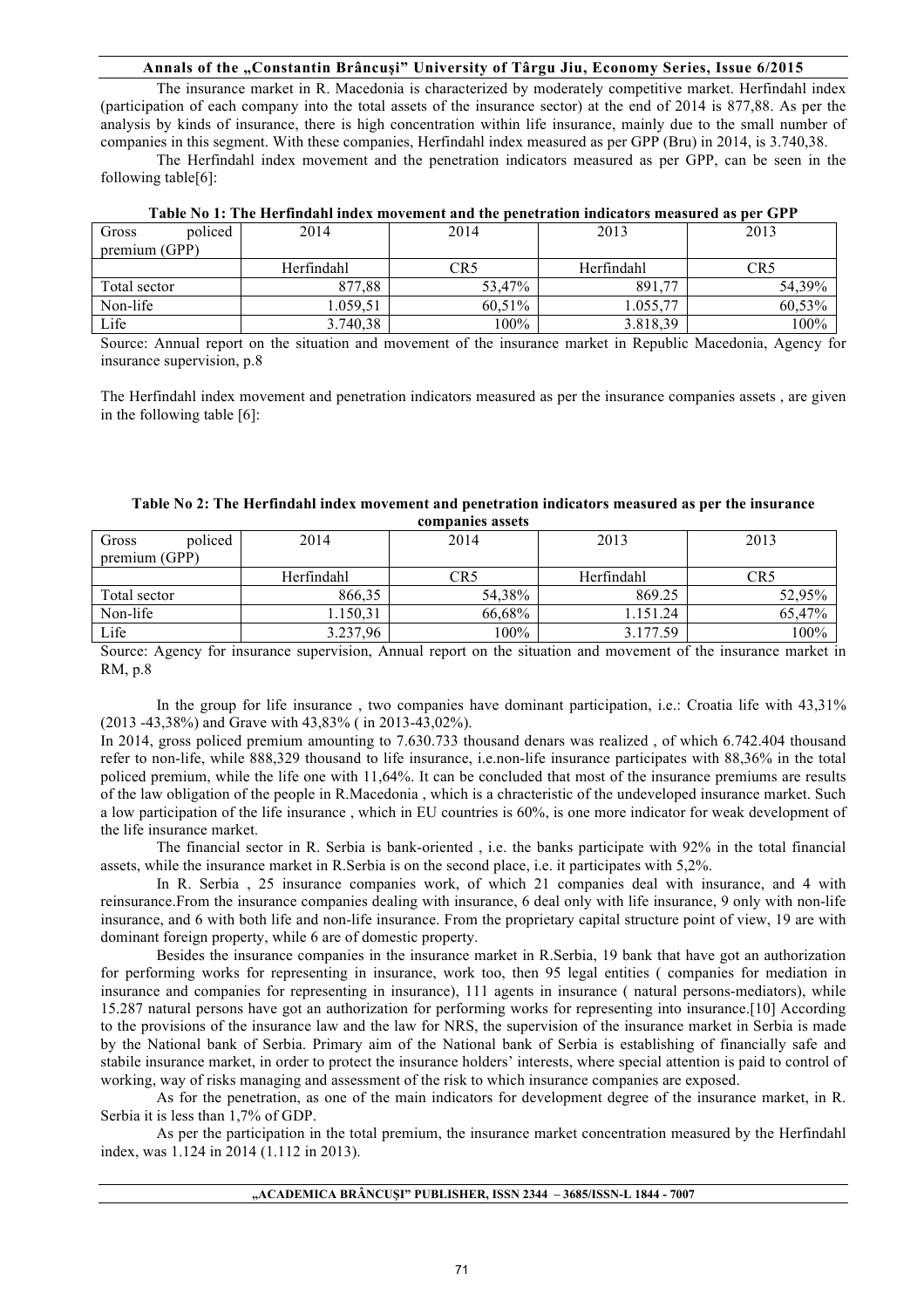The insurance market in R. Macedonia is characterized by moderately competitive market. Herfindahl index (participation of each company into the total assets of the insurance sector) at the end of 2014 is 877,88. As per the analysis by kinds of insurance, there is high concentration within life insurance, mainly due to the small number of companies in this segment. With these companies, Herfindahl index measured as per GPP (Bru) in 2014, is 3.740,38.

The Herfindahl index movement and the penetration indicators measured as per GPP, can be seen in the following table[6]:

**Table No 1: The Herfindahl index movement and the penetration indicators measured as per GPP**

| Gross policed premium (GPP) | 2014 | 2014 | 2013 | 2013 |
|---|---|---|---|---|
| | Herfindahl | CR5 | Herfindahl | CR5 |
| Total sector | 877,88 | 53,47% | 891,77 | 54,39% |
| Non-life | 1.059,51 | 60,51% | 1.055,77 | 60,53% |
| Life | 3.740,38 | 100% | 3.818,39 | 100% |

Source: Annual report on the situation and movement of the insurance market in Republic Macedonia, Agency for insurance supervision, p.8

The Herfindahl index movement and penetration indicators measured as per the insurance companies assets , are given in the following table [6]:

**Table No 2: The Herfindahl index movement and penetration indicators measured as per the insurance companies assets**

| Gross policed premium (GPP) | 2014 | 2014 | 2013 | 2013 |
|---|---|---|---|---|
| | Herfindahl | CR5 | Herfindahl | CR5 |
| Total sector | 866,35 | 54,38% | 869.25 | 52,95% |
| Non-life | 1.150,31 | 66,68% | 1.151.24 | 65,47% |
| Life | 3.237,96 | 100% | 3.177.59 | 100% |

Source: Agency for insurance supervision, Annual report on the situation and movement of the insurance market in RM, p.8

In the group for life insurance , two companies have dominant participation, i.e.: Croatia life with 43,31% (2013 -43,38%) and Grave with 43,83% ( in 2013-43,02%).

In 2014, gross policed premium amounting to 7.630.733 thousand denars was realized , of which 6.742.404 thousand refer to non-life, while 888,329 thousand to life insurance, i.e.non-life insurance participates with 88,36% in the total policed premium, while the life one with 11,64%. It can be concluded that most of the insurance premiums are results of the law obligation of the people in R.Macedonia , which is a chracteristic of the undeveloped insurance market. Such a low participation of the life insurance , which in EU countries is 60%, is one more indicator for weak development of the life insurance market.

The financial sector in R. Serbia is bank-oriented , i.e. the banks participate with 92% in the total financial assets, while the insurance market in R.Serbia is on the second place, i.e. it participates with 5,2%.

In R. Serbia , 25 insurance companies work, of which 21 companies deal with insurance, and 4 with reinsurance.From the insurance companies dealing with insurance, 6 deal only with life insurance, 9 only with non-life insurance, and 6 with both life and non-life insurance. From the proprietary capital structure point of view, 19 are with dominant foreign property, while 6 are of domestic property.

Besides the insurance companies in the insurance market in R.Serbia, 19 bank that have got an authorization for performing works for representing in insurance, work too, then 95 legal entities ( companies for mediation in insurance and companies for representing in insurance), 111 agents in insurance ( natural persons-mediators), while 15.287 natural persons have got an authorization for performing works for representing into insurance.[10] According to the provisions of the insurance law and the law for NRS, the supervision of the insurance market in Serbia is made by the National bank of Serbia. Primary aim of the National bank of Serbia is establishing of financially safe and stabile insurance market, in order to protect the insurance holders' interests, where special attention is paid to control of working, way of risks managing and assessment of the risk to which insurance companies are exposed.

As for the penetration, as one of the main indicators for development degree of the insurance market, in R. Serbia it is less than 1,7% of GDP.

As per the participation in the total premium, the insurance market concentration measured by the Herfindahl index, was 1.124 in 2014 (1.112 in 2013).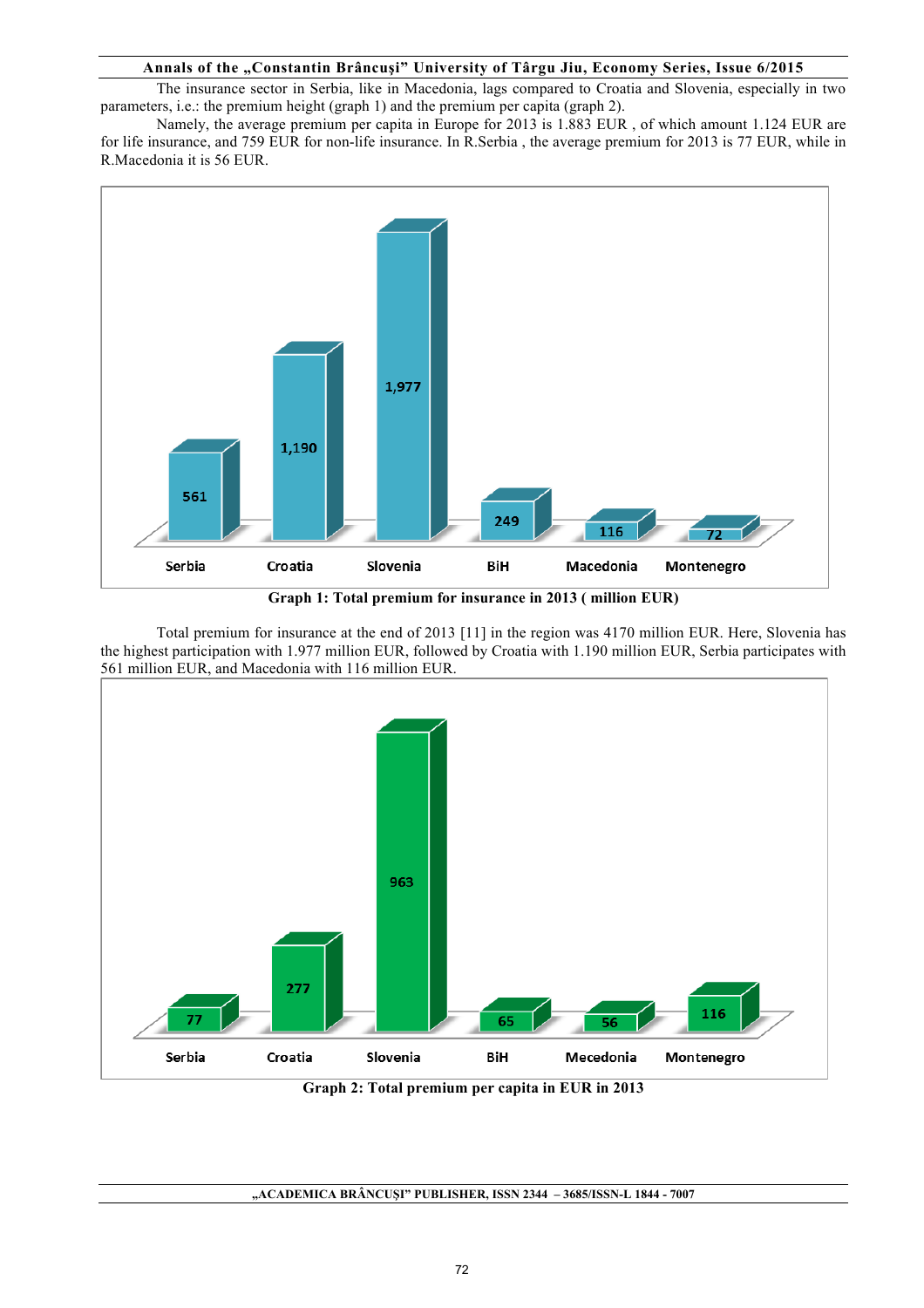The insurance sector in Serbia, like in Macedonia, lags compared to Croatia and Slovenia, especially in two parameters, i.e.: the premium height (graph 1) and the premium per capita (graph 2).

Namely, the average premium per capita in Europe for 2013 is 1.883 EUR , of which amount 1.124 EUR are for life insurance, and 759 EUR for non-life insurance. In R.Serbia , the average premium for 2013 is 77 EUR, while in R.Macedonia it is 56 EUR.

| Serbia | Croatia | Slovenia | BiH | Macedonia | Montenegro |
|---|---|---|---|---|---|
| 561 | 1,190 | 1,977 | 249 | 116 | 72 |

**Graph 1: Total premium for insurance in 2013 ( million EUR)**

Total premium for insurance at the end of 2013 [11] in the region was 4170 million EUR. Here, Slovenia has the highest participation with 1.977 million EUR, followed by Croatia with 1.190 million EUR, Serbia participates with 561 million EUR, and Macedonia with 116 million EUR.

| Serbia | Croatia | Slovenia | BiH | Mecedonia | Montenegro |
|---|---|---|---|---|---|
| 77 | 277 | 963 | 65 | 56 | 116 |

**Graph 2: Total premium per capita in EUR in 2013**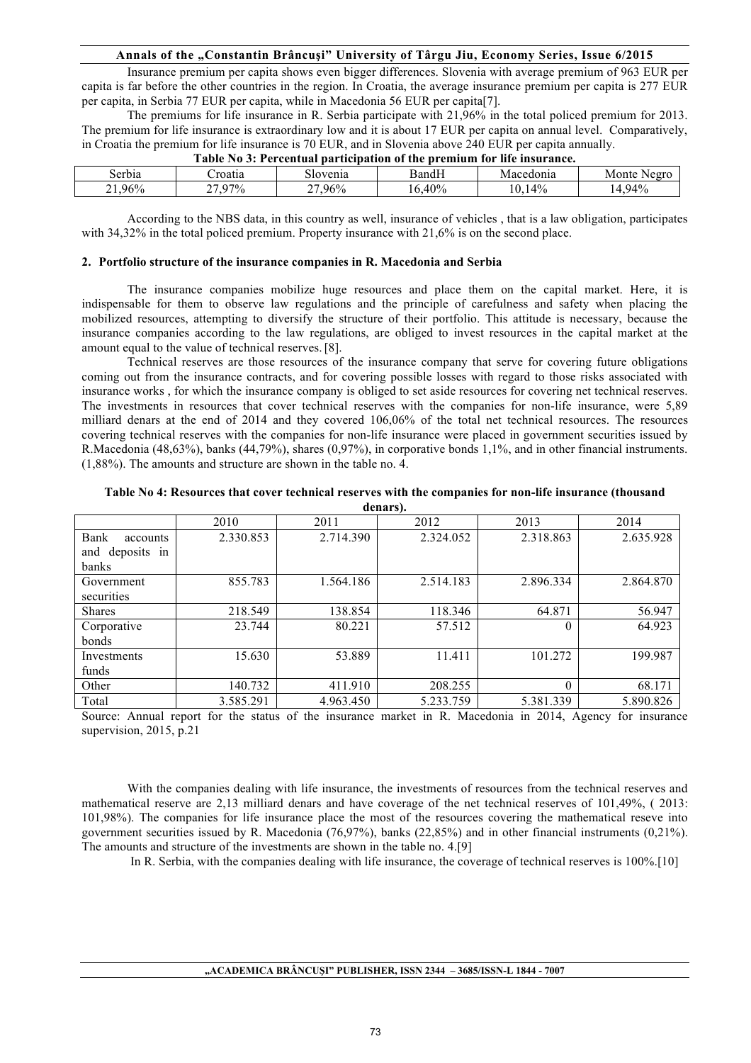Insurance premium per capita shows even bigger differences. Slovenia with average premium of 963 EUR per capita is far before the other countries in the region. In Croatia, the average insurance premium per capita is 277 EUR per capita, in Serbia 77 EUR per capita, while in Macedonia 56 EUR per capita[7].

The premiums for life insurance in R. Serbia participate with 21,96% in the total policed premium for 2013. The premium for life insurance is extraordinary low and it is about 17 EUR per capita on annual level. Comparatively, in Croatia the premium for life insurance is 70 EUR, and in Slovenia above 240 EUR per capita annually.

**Table No 3: Percentual participation of the premium for life insurance.**

| Serbia | Croatia | Slovenia | BandH | Macedonia | Monte Negro |
|---|---|---|---|---|---|
| 21,96% | 27,97% | 27,96% | 16,40% | 10,14% | 14,94% |

According to the NBS data, in this country as well, insurance of vehicles , that is a law obligation, participates with 34,32% in the total policed premium. Property insurance with 21,6% is on the second place.

## 2. Portfolio structure of the insurance companies in R. Macedonia and Serbia

The insurance companies mobilize huge resources and place them on the capital market. Here, it is indispensable for them to observe law regulations and the principle of carefulness and safety when placing the mobilized resources, attempting to diversify the structure of their portfolio. This attitude is necessary, because the insurance companies according to the law regulations, are obliged to invest resources in the capital market at the amount equal to the value of technical reserves. [8].

Technical reserves are those resources of the insurance company that serve for covering future obligations coming out from the insurance contracts, and for covering possible losses with regard to those risks associated with insurance works , for which the insurance company is obliged to set aside resources for covering net technical reserves. The investments in resources that cover technical reserves with the companies for non-life insurance, were 5,89 milliard denars at the end of 2014 and they covered 106,06% of the total net technical resources. The resources covering technical reserves with the companies for non-life insurance were placed in government securities issued by R.Macedonia (48,63%), banks (44,79%), shares (0,97%), in corporative bonds 1,1%, and in other financial instruments. (1,88%). The amounts and structure are shown in the table no. 4.

**Table No 4: Resources that cover technical reserves with the companies for non-life insurance (thousand denars).**

| | 2010 | 2011 | 2012 | 2013 | 2014 |
|---|---|---|---|---|---|
| Bank accounts and deposits in banks | 2.330.853 | 2.714.390 | 2.324.052 | 2.318.863 | 2.635.928 |
| Government securities | 855.783 | 1.564.186 | 2.514.183 | 2.896.334 | 2.864.870 |
| Shares | 218.549 | 138.854 | 118.346 | 64.871 | 56.947 |
| Corporative bonds | 23.744 | 80.221 | 57.512 | 0 | 64.923 |
| Investments funds | 15.630 | 53.889 | 11.411 | 101.272 | 199.987 |
| Other | 140.732 | 411.910 | 208.255 | 0 | 68.171 |
| Total | 3.585.291 | 4.963.450 | 5.233.759 | 5.381.339 | 5.890.826 |

Source: Annual report for the status of the insurance market in R. Macedonia in 2014, Agency for insurance supervision, 2015, p.21

With the companies dealing with life insurance, the investments of resources from the technical reserves and mathematical reserve are 2,13 milliard denars and have coverage of the net technical reserves of 101,49%, ( 2013: 101,98%). The companies for life insurance place the most of the resources covering the mathematical reseve into government securities issued by R. Macedonia (76,97%), banks (22,85%) and in other financial instruments (0,21%). The amounts and structure of the investments are shown in the table no. 4.[9]

In R. Serbia, with the companies dealing with life insurance, the coverage of technical reserves is 100%.[10]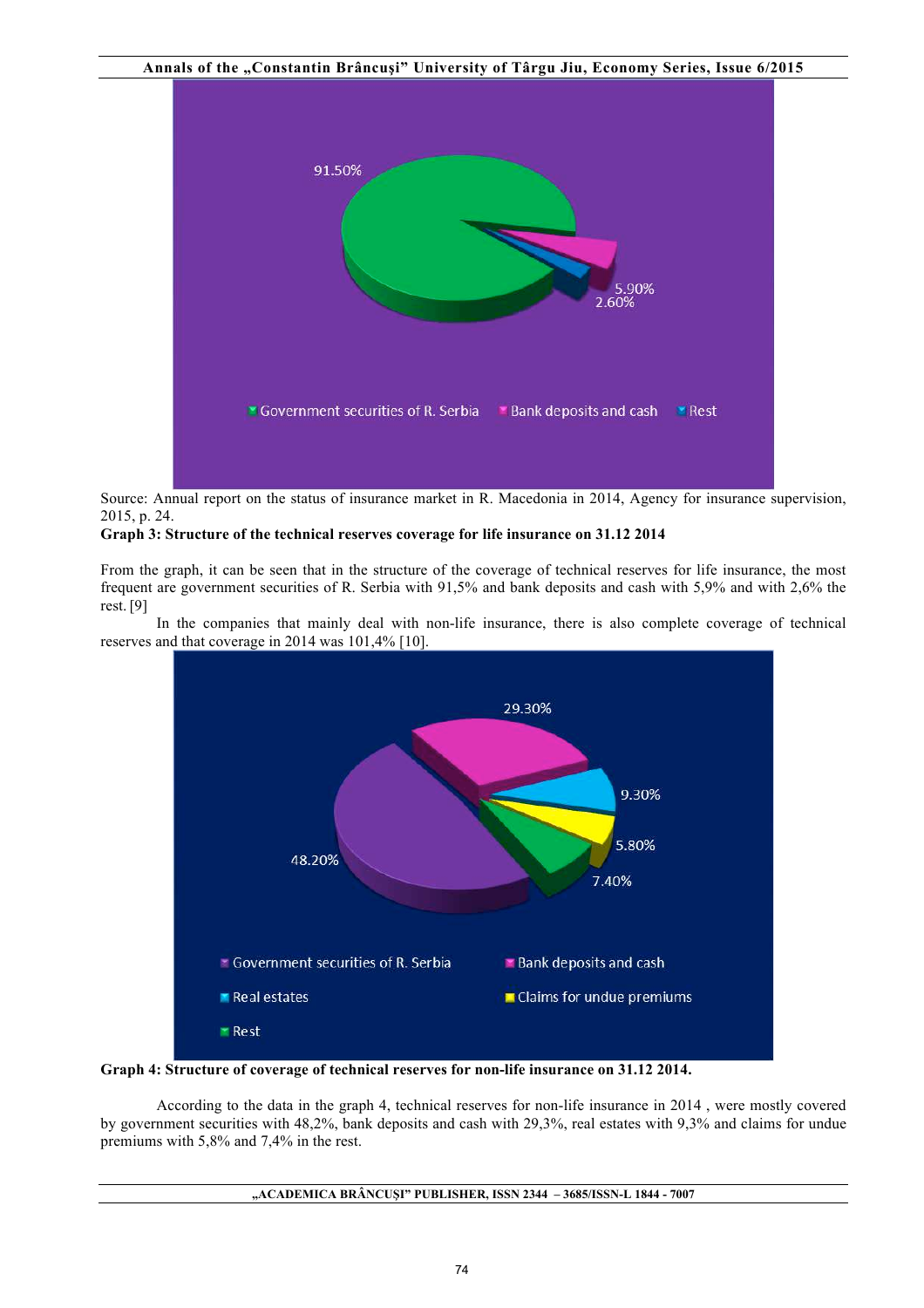Source: Annual report on the status of insurance market in R. Macedonia in 2014, Agency for insurance supervision, 2015, p. 24.

**Graph 3: Structure of the technical reserves coverage for life insurance on 31.12 2014**

From the graph, it can be seen that in the structure of the coverage of technical reserves for life insurance, the most frequent are government securities of R. Serbia with 91,5% and bank deposits and cash with 5,9% and with 2,6% the rest. [9]

In the companies that mainly deal with non-life insurance, there is also complete coverage of technical reserves and that coverage in 2014 was 101,4% [10].

**Graph 4: Structure of coverage of technical reserves for non-life insurance on 31.12 2014.**

According to the data in the graph 4, technical reserves for non-life insurance in 2014 , were mostly covered by government securities with 48,2%, bank deposits and cash with 29,3%, real estates with 9,3% and claims for undue premiums with 5,8% and 7,4% in the rest.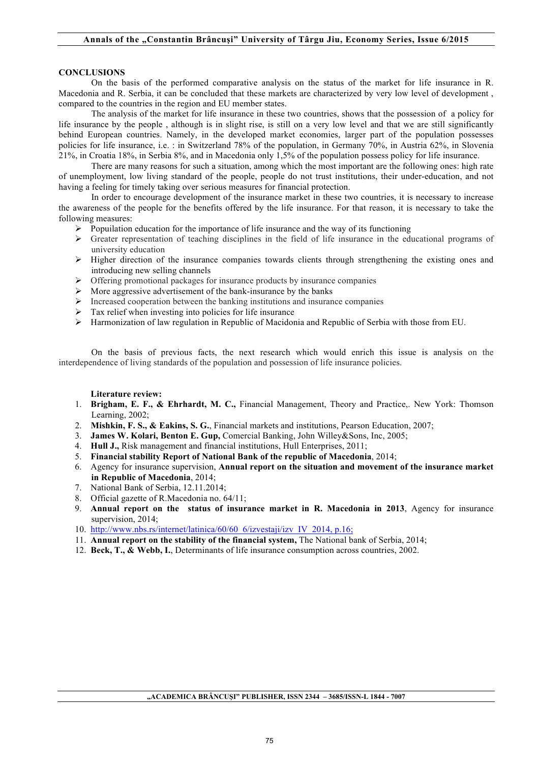## CONCLUSIONS

On the basis of the performed comparative analysis on the status of the market for life insurance in R. Macedonia and R. Serbia, it can be concluded that these markets are characterized by very low level of development , compared to the countries in the region and EU member states.

The analysis of the market for life insurance in these two countries, shows that the possession of a policy for life insurance by the people , although is in slight rise, is still on a very low level and that we are still significantly behind European countries. Namely, in the developed market economies, larger part of the population possesses policies for life insurance, i.e. : in Switzerland 78% of the population, in Germany 70%, in Austria 62%, in Slovenia 21%, in Croatia 18%, in Serbia 8%, and in Macedonia only 1,5% of the population possess policy for life insurance.

There are many reasons for such a situation, among which the most important are the following ones: high rate of unemployment, low living standard of the people, people do not trust institutions, their under-education, and not having a feeling for timely taking over serious measures for financial protection.

In order to encourage development of the insurance market in these two countries, it is necessary to increase the awareness of the people for the benefits offered by the life insurance. For that reason, it is necessary to take the following measures:

- Popuilation education for the importance of life insurance and the way of its functioning
- Greater representation of teaching disciplines in the field of life insurance in the educational programs of university education
- Higher direction of the insurance companies towards clients through strengthening the existing ones and introducing new selling channels
- Offering promotional packages for insurance products by insurance companies
- More aggressive advertisement of the bank-insurance by the banks
- Increased cooperation between the banking institutions and insurance companies
- Tax relief when investing into policies for life insurance
- Harmonization of law regulation in Republic of Macidonia and Republic of Serbia with those from EU.

On the basis of previous facts, the next research which would enrich this issue is analysis on the interdependence of living standards of the population and possession of life insurance policies.

**Literature review:**

1. **Brigham, E. F., & Ehrhardt, M. C.,** Financial Management, Theory and Practice,. New York: Thomson Learning, 2002;
2. **Mishkin, F. S., & Eakins, S. G.**, Financial markets and institutions, Pearson Education, 2007;
3. **James W. Kolari, Benton E. Gup,** Comercial Banking, John Willey&Sons, Inc, 2005;
4. **Hull J.,** Risk management and financial institutions, Hull Enterprises, 2011;
5. **Financial stability Report of National Bank of the republic of Macedonia**, 2014;
6. Agency for insurance supervision, **Annual report on the situation and movement of the insurance market in Republic of Macedonia**, 2014;
7. National Bank of Serbia, 12.11.2014;
8. Official gazette of R.Macedonia no. 64/11;
9. **Annual report on the status of insurance market in R. Macedonia in 2013**, Agency for insurance supervision, 2014;
10. http://www.nbs.rs/internet/latinica/60/60_6/izvestaji/izv_IV_2014, p.16;
11. **Annual report on the stability of the financial system,** The National bank of Serbia, 2014;
12. **Beck, T., & Webb, I.**, Determinants of life insurance consumption across countries, 2002.